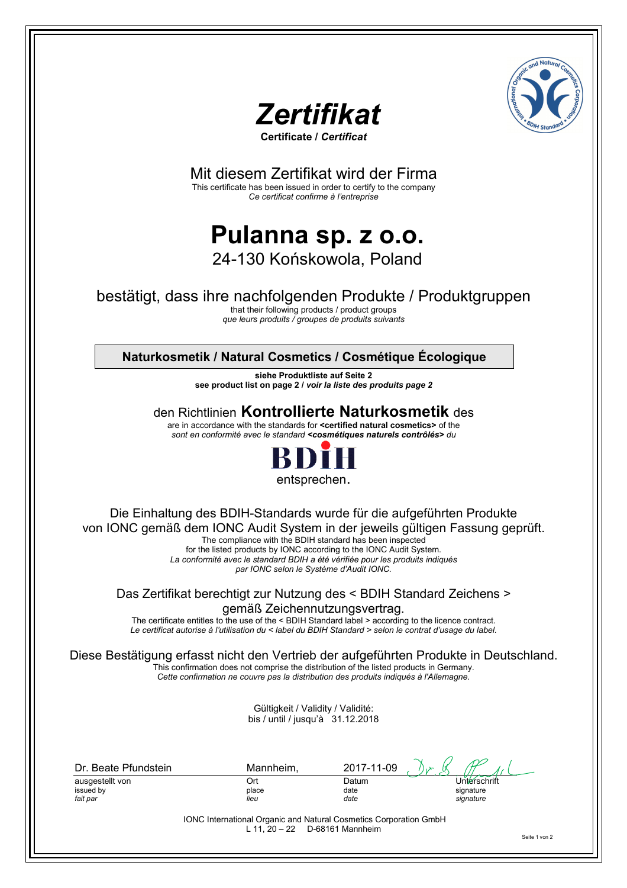# *Zertifikat*

**Certificate / *Certificat***

Mit diesem Zertifikat wird der Firma

This certificate has been issued in order to certify to the company

*Ce certificat confirme à l'entreprise*

# Pulanna sp. z o.o.

24-130 Końskowola, Poland

bestätigt, dass ihre nachfolgenden Produkte / Produktgruppen

that their following products / product groups

*que leurs produits / groupes de produits suivants*

**Naturkosmetik / Natural Cosmetics / Cosmétique Écologique**

**siehe Produktliste auf Seite 2**

**see product list on page 2 / *voir la liste des produits page 2***

den Richtlinien **Kontrollierte Naturkosmetik** des

are in accordance with the standards for **<certified natural cosmetics>** of the

*sont en conformité avec le standard **<cosmétiques naturels contrôlés>** du*

**BDIH**

entsprechen.

Die Einhaltung des BDIH-Standards wurde für die aufgeführten Produkte von IONC gemäß dem IONC Audit System in der jeweils gültigen Fassung geprüft.

The compliance with the BDIH standard has been inspected for the listed products by IONC according to the IONC Audit System.

*La conformité avec le standard BDIH a été vérifiée pour les produits indiqués par IONC selon le Système d'Audit IONC.*

Das Zertifikat berechtigt zur Nutzung des < BDIH Standard Zeichens > gemäß Zeichennutzungsvertrag.

The certificate entitles to the use of the < BDIH Standard label > according to the licence contract.

*Le certificat autorise à l'utilisation du < label du BDIH Standard > selon le contrat d'usage du label.*

Diese Bestätigung erfasst nicht den Vertrieb der aufgeführten Produkte in Deutschland.

This confirmation does not comprise the distribution of the listed products in Germany.

*Cette confirmation ne couvre pas la distribution des produits indiqués à l'Allemagne.*

Gültigkeit / Validity / Validité:

bis / until / jusqu'à 31.12.2018

| Dr. Beate Pfundstein | Mannheim, | 2017-11-09 | |
|---|---|---|---|
| ausgestellt von<br>issued by<br>*fait par* | Ort<br>place<br>*lieu* | Datum<br>date<br>*date* | Unterschrift<br>signature<br>*signature* |

IONC International Organic and Natural Cosmetics Corporation GmbH

L 11, 20 – 22 D-68161 Mannheim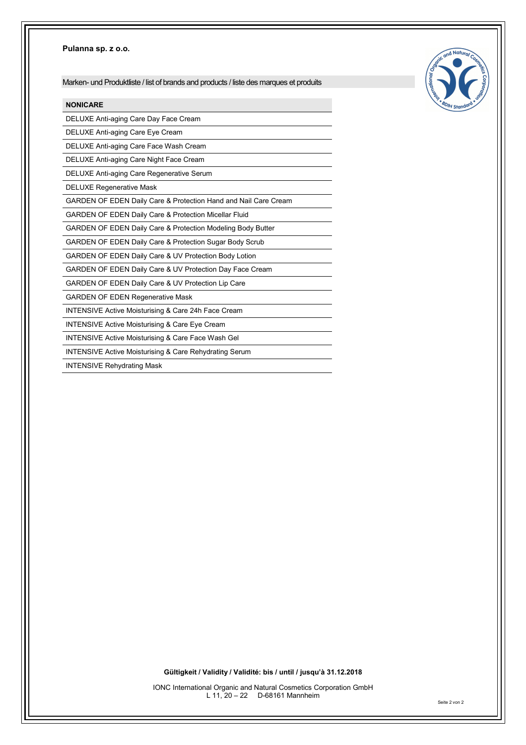**Pulanna sp. z o.o.**

Marken- und Produktliste / list of brands and products / liste des marques et produits

| NONICARE |
| --- |
| DELUXE Anti-aging Care Day Face Cream |
| DELUXE Anti-aging Care Eye Cream |
| DELUXE Anti-aging Care Face Wash Cream |
| DELUXE Anti-aging Care Night Face Cream |
| DELUXE Anti-aging Care Regenerative Serum |
| DELUXE Regenerative Mask |
| GARDEN OF EDEN Daily Care & Protection Hand and Nail Care Cream |
| GARDEN OF EDEN Daily Care & Protection Micellar Fluid |
| GARDEN OF EDEN Daily Care & Protection Modeling Body Butter |
| GARDEN OF EDEN Daily Care & Protection Sugar Body Scrub |
| GARDEN OF EDEN Daily Care & UV Protection Body Lotion |
| GARDEN OF EDEN Daily Care & UV Protection Day Face Cream |
| GARDEN OF EDEN Daily Care & UV Protection Lip Care |
| GARDEN OF EDEN Regenerative Mask |
| INTENSIVE Active Moisturising & Care 24h Face Cream |
| INTENSIVE Active Moisturising & Care Eye Cream |
| INTENSIVE Active Moisturising & Care Face Wash Gel |
| INTENSIVE Active Moisturising & Care Rehydrating Serum |
| INTENSIVE Rehydrating Mask |

**Gültigkeit / Validity / Validité: bis / until / jusqu'à 31.12.2018**

IONC International Organic and Natural Cosmetics Corporation GmbH
L 11, 20 – 22 D-68161 Mannheim